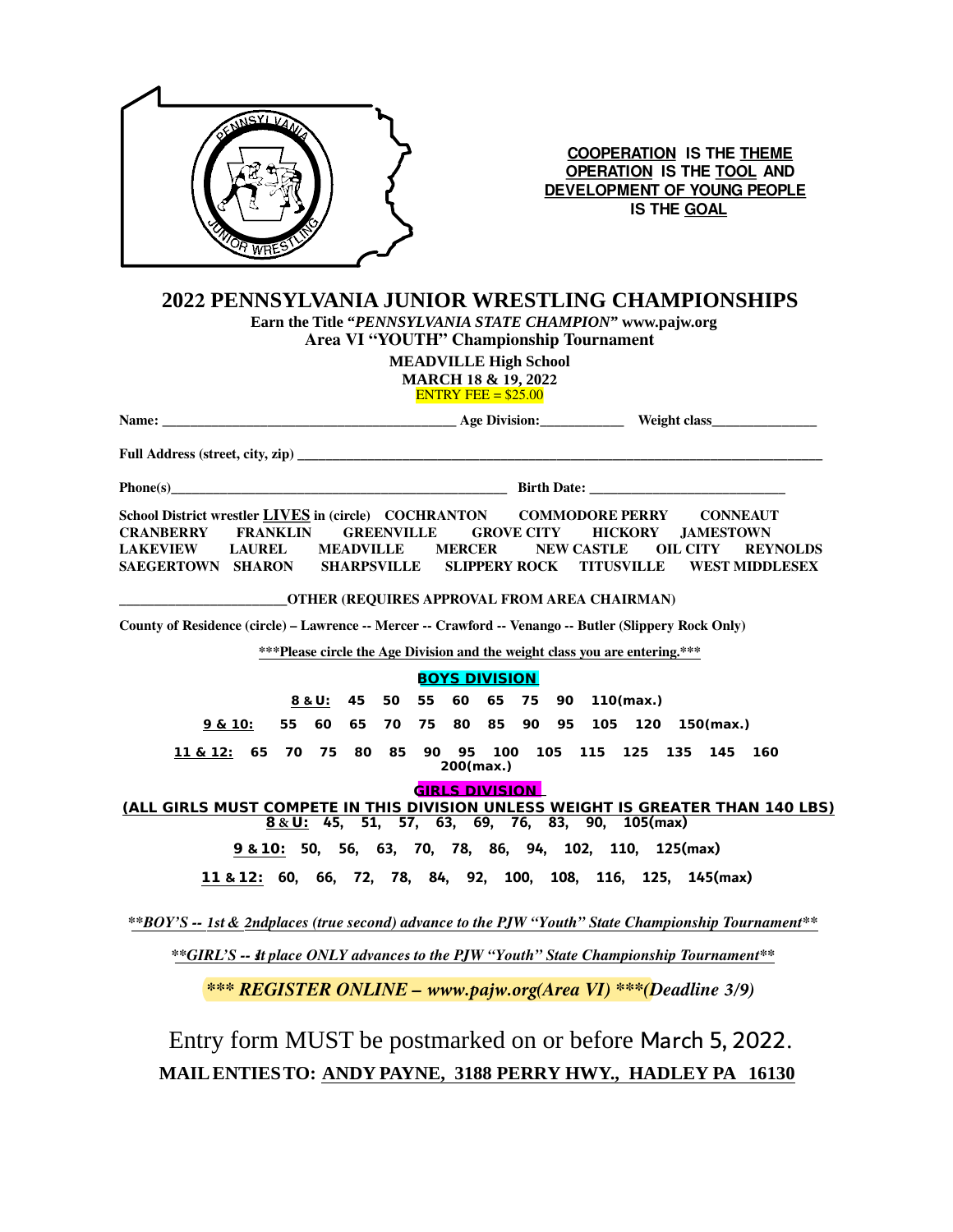**COOPERATION IS THE THEME**
**OPERATION IS THE TOOL AND**
**DEVELOPMENT OF YOUNG PEOPLE**
**IS THE GOAL**

# 2022 PENNSYLVANIA JUNIOR WRESTLING CHAMPIONSHIPS

**Earn the Title "*PENNSYLVANIA STATE CHAMPION*" www.pajw.org**

**Area VI "YOUTH" Championship Tournament**

**MEADVILLE High School**
**MARCH 18 & 19, 2022**
ENTRY FEE = $25.00

**Name:** ___________________________________________ **Age Division:**____________ **Weight class**_______________

**Full Address (street, city, zip)** ___________________________________________________________________________

**Phone(s)**_______________________________________________ **Birth Date:** ____________________________

**School District wrestler LIVES in (circle)** COCHRANTON COMMODORE PERRY CONNEAUT CRANBERRY FRANKLIN GREENVILLE GROVE CITY HICKORY JAMESTOWN LAKEVIEW LAUREL MEADVILLE MERCER NEW CASTLE OIL CITY REYNOLDS SAEGERTOWN SHARON SHARPSVILLE SLIPPERY ROCK TITUSVILLE WEST MIDDLESEX

_______________________**OTHER (REQUIRES APPROVAL FROM AREA CHAIRMAN)**

**County of Residence (circle) – Lawrence -- Mercer -- Crawford -- Venango -- Butler (Slippery Rock Only)**

**\*\*\*Please circle the Age Division and the weight class you are entering.\*\*\***

## BOYS DIVISION

**8 & U:** 45 50 55 60 65 75 90 110(max.)

**9 & 10:** 55 60 65 70 75 80 85 90 95 105 120 150(max.)

**11 & 12:** 65 70 75 80 85 90 95 100 105 115 125 135 145 160 200(max.)

## GIRLS DIVISION

**(ALL GIRLS MUST COMPETE IN THIS DIVISION UNLESS WEIGHT IS GREATER THAN 140 LBS)**

**8 & U:** 45, 51, 57, 63, 69, 76, 83, 90, 105(max)

**9 & 10:** 50, 56, 63, 70, 78, 86, 94, 102, 110, 125(max)

**11 & 12:** 60, 66, 72, 78, 84, 92, 100, 108, 116, 125, 145(max)

***\*\*BOY'S -- 1st & 2ndplaces (true second) advance to the PJW "Youth" State Championship Tournament\*\****

***\*\*GIRL'S -- 1st place ONLY advances to the PJW "Youth" State Championship Tournament\*\****

***\*\*\* REGISTER ONLINE – www.pajw.org(Area VI) \*\*\*(Deadline 3/9)***

Entry form MUST be postmarked on or before March 5, 2022.

**MAIL ENTIES TO: ANDY PAYNE, 3188 PERRY HWY., HADLEY PA 16130**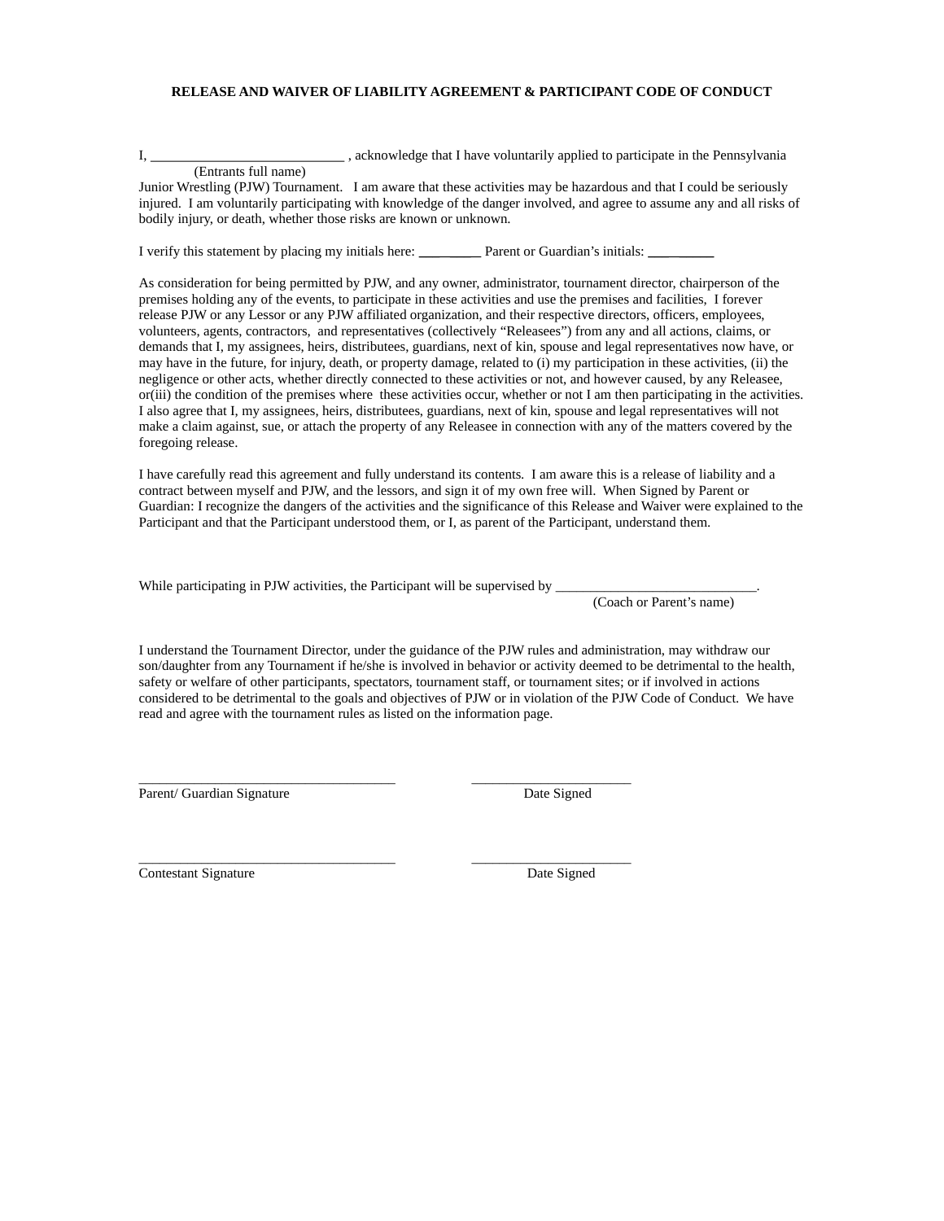**RELEASE AND WAIVER OF LIABILITY AGREEMENT & PARTICIPANT CODE OF CONDUCT**

I, ___________________________ , acknowledge that I have voluntarily applied to participate in the Pennsylvania
(Entrants full name)
Junior Wrestling (PJW) Tournament. I am aware that these activities may be hazardous and that I could be seriously injured. I am voluntarily participating with knowledge of the danger involved, and agree to assume any and all risks of bodily injury, or death, whether those risks are known or unknown.

I verify this statement by placing my initials here: _________ Parent or Guardian's initials: __________

As consideration for being permitted by PJW, and any owner, administrator, tournament director, chairperson of the premises holding any of the events, to participate in these activities and use the premises and facilities, I forever release PJW or any Lessor or any PJW affiliated organization, and their respective directors, officers, employees, volunteers, agents, contractors, and representatives (collectively "Releasees") from any and all actions, claims, or demands that I, my assignees, heirs, distributees, guardians, next of kin, spouse and legal representatives now have, or may have in the future, for injury, death, or property damage, related to (i) my participation in these activities, (ii) the negligence or other acts, whether directly connected to these activities or not, and however caused, by any Releasee, or(iii) the condition of the premises where these activities occur, whether or not I am then participating in the activities. I also agree that I, my assignees, heirs, distributees, guardians, next of kin, spouse and legal representatives will not make a claim against, sue, or attach the property of any Releasee in connection with any of the matters covered by the foregoing release.

I have carefully read this agreement and fully understand its contents. I am aware this is a release of liability and a contract between myself and PJW, and the lessors, and sign it of my own free will. When Signed by Parent or Guardian: I recognize the dangers of the activities and the significance of this Release and Waiver were explained to the Participant and that the Participant understood them, or I, as parent of the Participant, understand them.

While participating in PJW activities, the Participant will be supervised by ____________________________.
(Coach or Parent's name)

I understand the Tournament Director, under the guidance of the PJW rules and administration, may withdraw our son/daughter from any Tournament if he/she is involved in behavior or activity deemed to be detrimental to the health, safety or welfare of other participants, spectators, tournament staff, or tournament sites; or if involved in actions considered to be detrimental to the goals and objectives of PJW or in violation of the PJW Code of Conduct. We have read and agree with the tournament rules as listed on the information page.

____________________________________ ______________________
Parent/ Guardian Signature Date Signed

____________________________________ ______________________
Contestant Signature Date Signed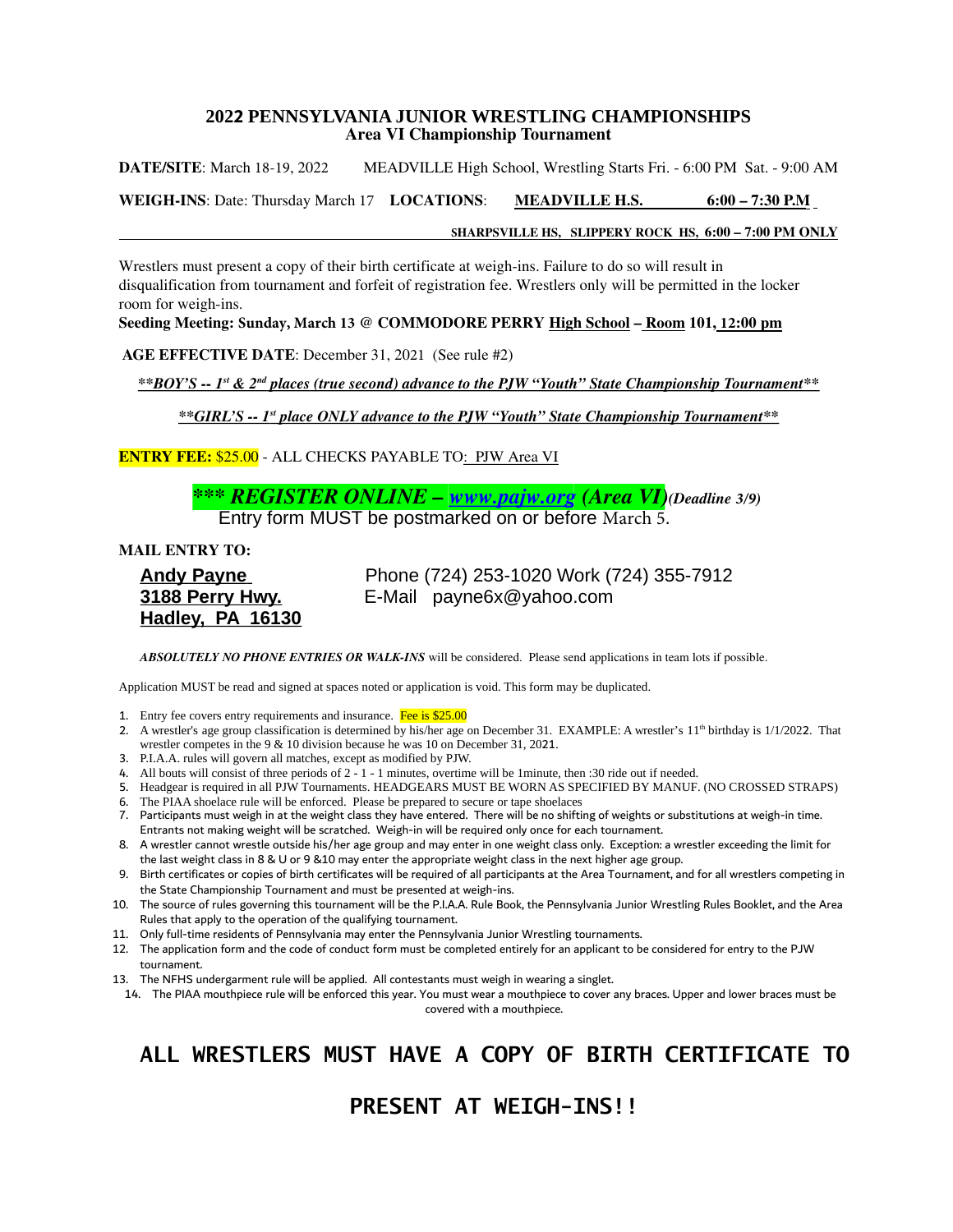# 2022 PENNSYLVANIA JUNIOR WRESTLING CHAMPIONSHIPS
## Area VI Championship Tournament

**DATE/SITE**: March 18-19, 2022 MEADVILLE High School, Wrestling Starts Fri. - 6:00 PM Sat. - 9:00 AM

**WEIGH-INS**: Date: Thursday March 17 **LOCATIONS**: **MEADVILLE H.S. 6:00 – 7:30 P.M**

**SHARPSVILLE HS, SLIPPERY ROCK HS, 6:00 – 7:00 PM ONLY**

Wrestlers must present a copy of their birth certificate at weigh-ins. Failure to do so will result in disqualification from tournament and forfeit of registration fee. Wrestlers only will be permitted in the locker room for weigh-ins.

**Seeding Meeting: Sunday, March 13 @ COMMODORE PERRY High School – Room 101, 12:00 pm**

**AGE EFFECTIVE DATE**: December 31, 2021 (See rule #2)

***\*\*BOY'S -- 1st & 2nd places (true second) advance to the PJW "Youth" State Championship Tournament\*\****

***\*\*GIRL'S -- 1st place ONLY advance to the PJW "Youth" State Championship Tournament\*\****

**ENTRY FEE:** $25.00 - ALL CHECKS PAYABLE TO: PJW Area VI

***\*\*\* REGISTER ONLINE – www.pajw.org (Area VI)(Deadline 3/9)***

Entry form MUST be postmarked on or before March 5.

**MAIL ENTRY TO:**

**Andy Payne**
**3188 Perry Hwy.**
**Hadley, PA 16130**

Phone (724) 253-1020 Work (724) 355-7912
E-Mail payne6x@yahoo.com

***ABSOLUTELY NO PHONE ENTRIES OR WALK-INS*** will be considered. Please send applications in team lots if possible.

Application MUST be read and signed at spaces noted or application is void. This form may be duplicated.

1. Entry fee covers entry requirements and insurance. Fee is $25.00
2. A wrestler's age group classification is determined by his/her age on December 31. EXAMPLE: A wrestler's 11th birthday is 1/1/2022. That wrestler competes in the 9 & 10 division because he was 10 on December 31, 2021.
3. P.I.A.A. rules will govern all matches, except as modified by PJW.
4. All bouts will consist of three periods of 2 - 1 - 1 minutes, overtime will be 1minute, then :30 ride out if needed.
5. Headgear is required in all PJW Tournaments. HEADGEARS MUST BE WORN AS SPECIFIED BY MANUF. (NO CROSSED STRAPS)
6. The PIAA shoelace rule will be enforced. Please be prepared to secure or tape shoelaces
7. Participants must weigh in at the weight class they have entered. There will be no shifting of weights or substitutions at weigh-in time. Entrants not making weight will be scratched. Weigh-in will be required only once for each tournament.
8. A wrestler cannot wrestle outside his/her age group and may enter in one weight class only. Exception: a wrestler exceeding the limit for the last weight class in 8 & U or 9 &10 may enter the appropriate weight class in the next higher age group.
9. Birth certificates or copies of birth certificates will be required of all participants at the Area Tournament, and for all wrestlers competing in the State Championship Tournament and must be presented at weigh-ins.
10. The source of rules governing this tournament will be the P.I.A.A. Rule Book, the Pennsylvania Junior Wrestling Rules Booklet, and the Area Rules that apply to the operation of the qualifying tournament.
11. Only full-time residents of Pennsylvania may enter the Pennsylvania Junior Wrestling tournaments.
12. The application form and the code of conduct form must be completed entirely for an applicant to be considered for entry to the PJW tournament.
13. The NFHS undergarment rule will be applied. All contestants must weigh in wearing a singlet.
14. The PIAA mouthpiece rule will be enforced this year. You must wear a mouthpiece to cover any braces. Upper and lower braces must be covered with a mouthpiece.

**ALL WRESTLERS MUST HAVE A COPY OF BIRTH CERTIFICATE TO PRESENT AT WEIGH-INS!!**